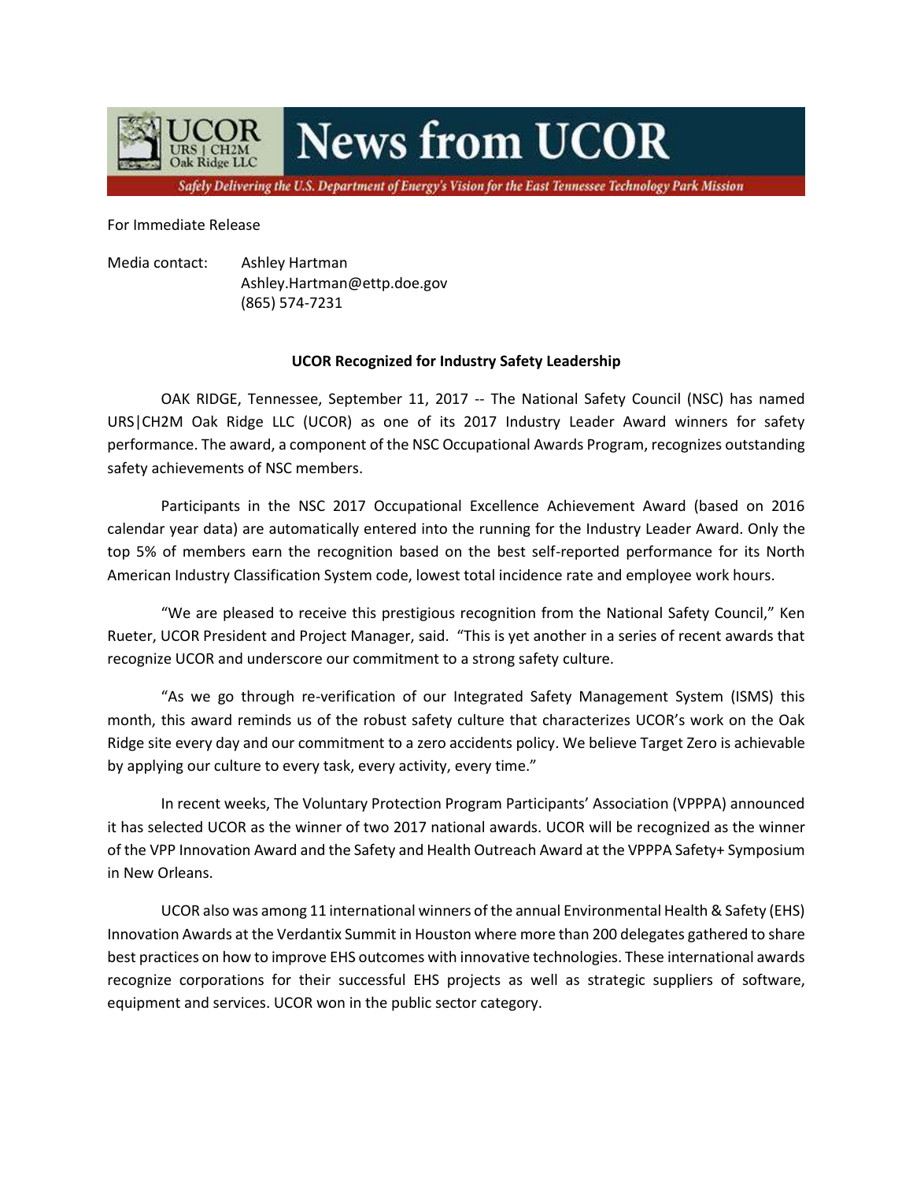# News from UCOR

UCOR URS | CH2M Oak Ridge LLC

*Safely Delivering the U.S. Department of Energy's Vision for the East Tennessee Technology Park Mission*

For Immediate Release

Media contact: Ashley Hartman
Ashley.Hartman@ettp.doe.gov
(865) 574-7231

**UCOR Recognized for Industry Safety Leadership**

OAK RIDGE, Tennessee, September 11, 2017 -- The National Safety Council (NSC) has named URS|CH2M Oak Ridge LLC (UCOR) as one of its 2017 Industry Leader Award winners for safety performance. The award, a component of the NSC Occupational Awards Program, recognizes outstanding safety achievements of NSC members.

Participants in the NSC 2017 Occupational Excellence Achievement Award (based on 2016 calendar year data) are automatically entered into the running for the Industry Leader Award. Only the top 5% of members earn the recognition based on the best self-reported performance for its North American Industry Classification System code, lowest total incidence rate and employee work hours.

"We are pleased to receive this prestigious recognition from the National Safety Council," Ken Rueter, UCOR President and Project Manager, said. "This is yet another in a series of recent awards that recognize UCOR and underscore our commitment to a strong safety culture.

"As we go through re-verification of our Integrated Safety Management System (ISMS) this month, this award reminds us of the robust safety culture that characterizes UCOR's work on the Oak Ridge site every day and our commitment to a zero accidents policy. We believe Target Zero is achievable by applying our culture to every task, every activity, every time."

In recent weeks, The Voluntary Protection Program Participants' Association (VPPPA) announced it has selected UCOR as the winner of two 2017 national awards. UCOR will be recognized as the winner of the VPP Innovation Award and the Safety and Health Outreach Award at the VPPPA Safety+ Symposium in New Orleans.

UCOR also was among 11 international winners of the annual Environmental Health & Safety (EHS) Innovation Awards at the Verdantix Summit in Houston where more than 200 delegates gathered to share best practices on how to improve EHS outcomes with innovative technologies. These international awards recognize corporations for their successful EHS projects as well as strategic suppliers of software, equipment and services. UCOR won in the public sector category.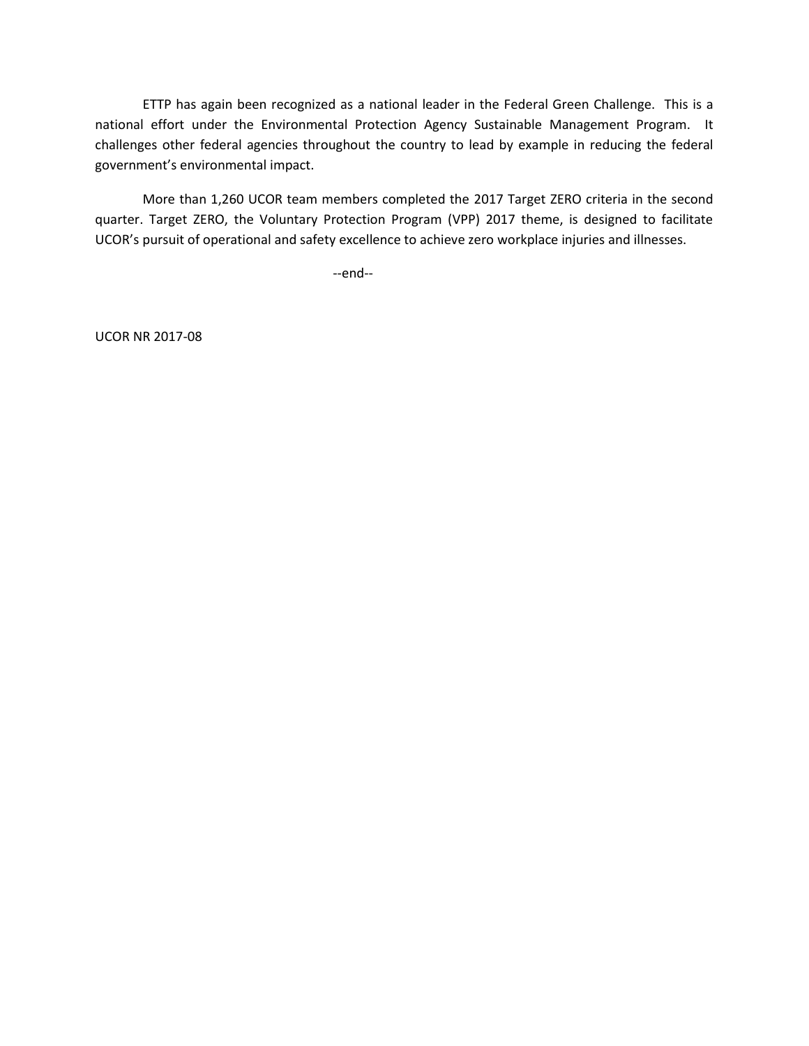ETTP has again been recognized as a national leader in the Federal Green Challenge. This is a national effort under the Environmental Protection Agency Sustainable Management Program. It challenges other federal agencies throughout the country to lead by example in reducing the federal government's environmental impact.

More than 1,260 UCOR team members completed the 2017 Target ZERO criteria in the second quarter. Target ZERO, the Voluntary Protection Program (VPP) 2017 theme, is designed to facilitate UCOR's pursuit of operational and safety excellence to achieve zero workplace injuries and illnesses.

--end--

UCOR NR 2017-08